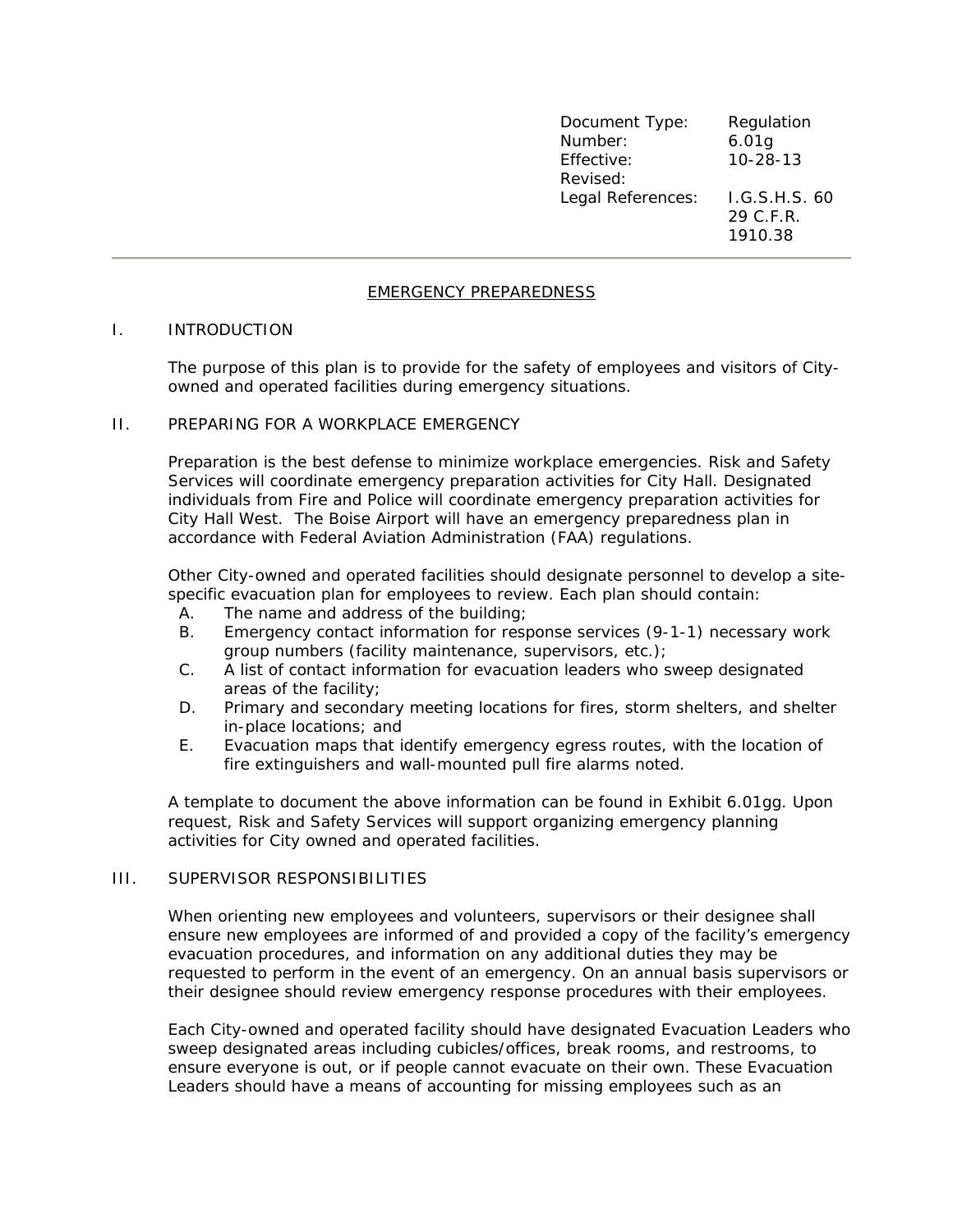| | |
|---|---|
| Document Type: | Regulation |
| Number: | 6.01g |
| Effective: | 10-28-13 |
| Revised: | |
| Legal References: | I.G.S.H.S. 60<br>29 C.F.R. 1910.38 |

---

## EMERGENCY PREPAREDNESS

### I. INTRODUCTION

The purpose of this plan is to provide for the safety of employees and visitors of City-owned and operated facilities during emergency situations.

### II. PREPARING FOR A WORKPLACE EMERGENCY

Preparation is the best defense to minimize workplace emergencies. Risk and Safety Services will coordinate emergency preparation activities for City Hall. Designated individuals from Fire and Police will coordinate emergency preparation activities for City Hall West. The Boise Airport will have an emergency preparedness plan in accordance with Federal Aviation Administration (FAA) regulations.

Other City-owned and operated facilities should designate personnel to develop a site-specific evacuation plan for employees to review. Each plan should contain:

A. The name and address of the building;
B. Emergency contact information for response services (9-1-1) necessary work group numbers (facility maintenance, supervisors, etc.);
C. A list of contact information for evacuation leaders who sweep designated areas of the facility;
D. Primary and secondary meeting locations for fires, storm shelters, and shelter in-place locations; and
E. Evacuation maps that identify emergency egress routes, with the location of fire extinguishers and wall-mounted pull fire alarms noted.

A template to document the above information can be found in Exhibit 6.01gg. Upon request, Risk and Safety Services will support organizing emergency planning activities for City owned and operated facilities.

### III. SUPERVISOR RESPONSIBILITIES

When orienting new employees and volunteers, supervisors or their designee shall ensure new employees are informed of and provided a copy of the facility's emergency evacuation procedures, and information on any additional duties they may be requested to perform in the event of an emergency. On an annual basis supervisors or their designee should review emergency response procedures with their employees.

Each City-owned and operated facility should have designated Evacuation Leaders who sweep designated areas including cubicles/offices, break rooms, and restrooms, to ensure everyone is out, or if people cannot evacuate on their own. These Evacuation Leaders should have a means of accounting for missing employees such as an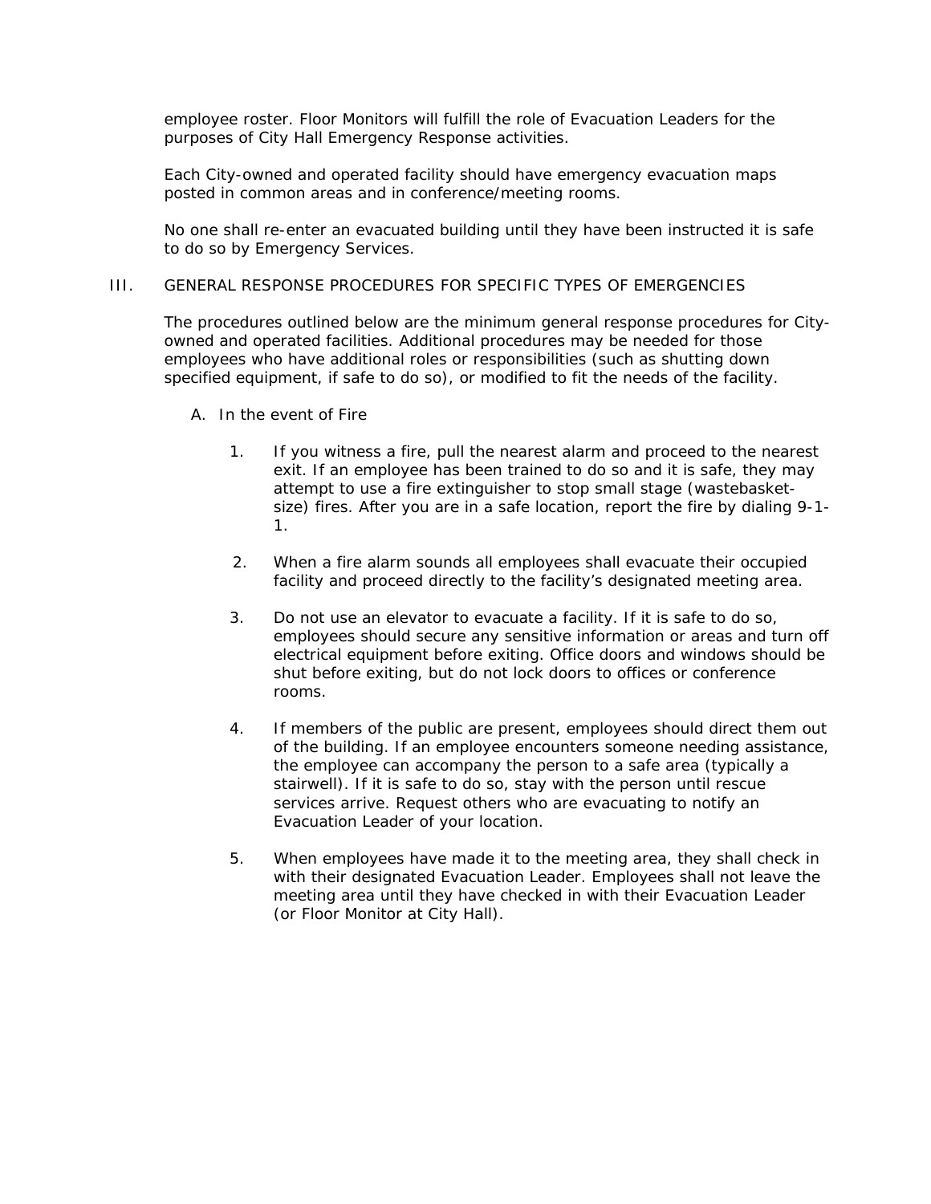employee roster. Floor Monitors will fulfill the role of Evacuation Leaders for the purposes of City Hall Emergency Response activities.

Each City-owned and operated facility should have emergency evacuation maps posted in common areas and in conference/meeting rooms.

No one shall re-enter an evacuated building until they have been instructed it is safe to do so by Emergency Services.

## III. GENERAL RESPONSE PROCEDURES FOR SPECIFIC TYPES OF EMERGENCIES

The procedures outlined below are the minimum general response procedures for City-owned and operated facilities. Additional procedures may be needed for those employees who have additional roles or responsibilities (such as shutting down specified equipment, if safe to do so), or modified to fit the needs of the facility.

### A. In the event of Fire

1. If you witness a fire, pull the nearest alarm and proceed to the nearest exit. If an employee has been trained to do so and it is safe, they may attempt to use a fire extinguisher to stop small stage (wastebasket-size) fires. After you are in a safe location, report the fire by dialing 9-1-1.

2. When a fire alarm sounds all employees shall evacuate their occupied facility and proceed directly to the facility's designated meeting area.

3. Do not use an elevator to evacuate a facility. If it is safe to do so, employees should secure any sensitive information or areas and turn off electrical equipment before exiting. Office doors and windows should be shut before exiting, but do not lock doors to offices or conference rooms.

4. If members of the public are present, employees should direct them out of the building. If an employee encounters someone needing assistance, the employee can accompany the person to a safe area (typically a stairwell). If it is safe to do so, stay with the person until rescue services arrive. Request others who are evacuating to notify an Evacuation Leader of your location.

5. When employees have made it to the meeting area, they shall check in with their designated Evacuation Leader. Employees shall not leave the meeting area until they have checked in with their Evacuation Leader (or Floor Monitor at City Hall).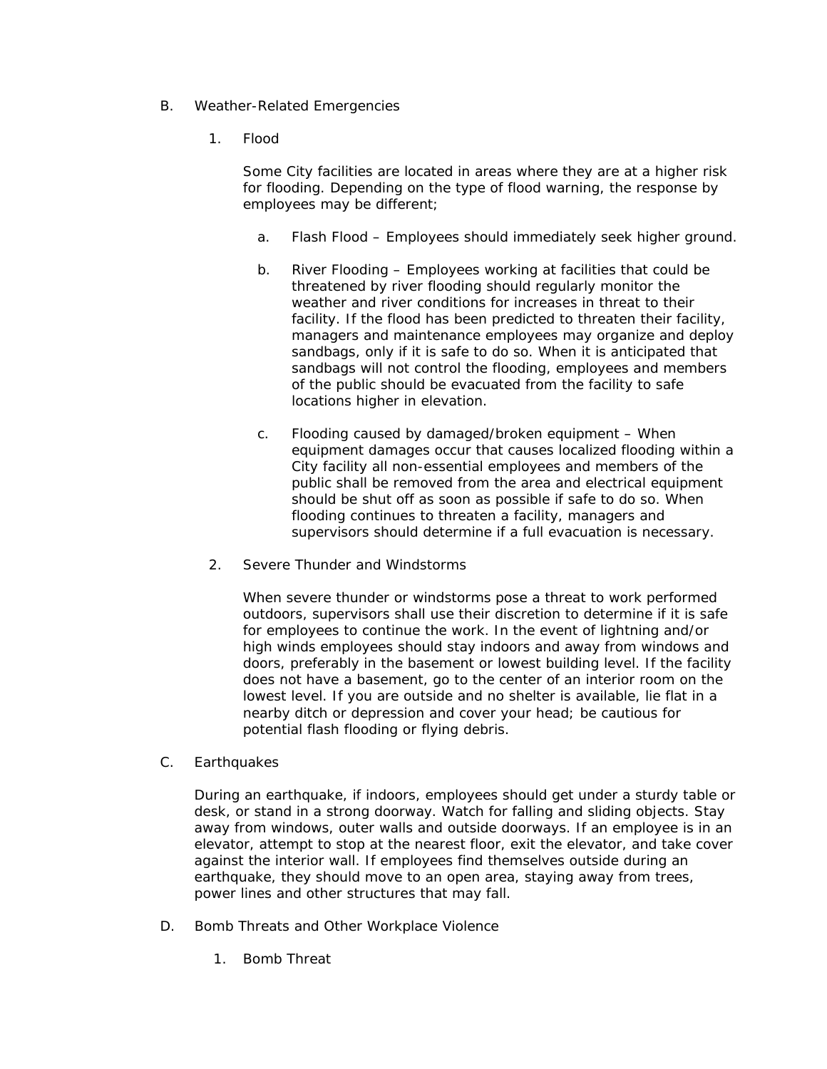B. Weather-Related Emergencies

1. Flood

Some City facilities are located in areas where they are at a higher risk for flooding. Depending on the type of flood warning, the response by employees may be different;

a. Flash Flood – Employees should immediately seek higher ground.

b. River Flooding – Employees working at facilities that could be threatened by river flooding should regularly monitor the weather and river conditions for increases in threat to their facility. If the flood has been predicted to threaten their facility, managers and maintenance employees may organize and deploy sandbags, only if it is safe to do so. When it is anticipated that sandbags will not control the flooding, employees and members of the public should be evacuated from the facility to safe locations higher in elevation.

c. Flooding caused by damaged/broken equipment – When equipment damages occur that causes localized flooding within a City facility all non-essential employees and members of the public shall be removed from the area and electrical equipment should be shut off as soon as possible if safe to do so. When flooding continues to threaten a facility, managers and supervisors should determine if a full evacuation is necessary.

2. Severe Thunder and Windstorms

When severe thunder or windstorms pose a threat to work performed outdoors, supervisors shall use their discretion to determine if it is safe for employees to continue the work. In the event of lightning and/or high winds employees should stay indoors and away from windows and doors, preferably in the basement or lowest building level. If the facility does not have a basement, go to the center of an interior room on the lowest level. If you are outside and no shelter is available, lie flat in a nearby ditch or depression and cover your head; be cautious for potential flash flooding or flying debris.

C. Earthquakes

During an earthquake, if indoors, employees should get under a sturdy table or desk, or stand in a strong doorway. Watch for falling and sliding objects. Stay away from windows, outer walls and outside doorways. If an employee is in an elevator, attempt to stop at the nearest floor, exit the elevator, and take cover against the interior wall. If employees find themselves outside during an earthquake, they should move to an open area, staying away from trees, power lines and other structures that may fall.

D. Bomb Threats and Other Workplace Violence

1. Bomb Threat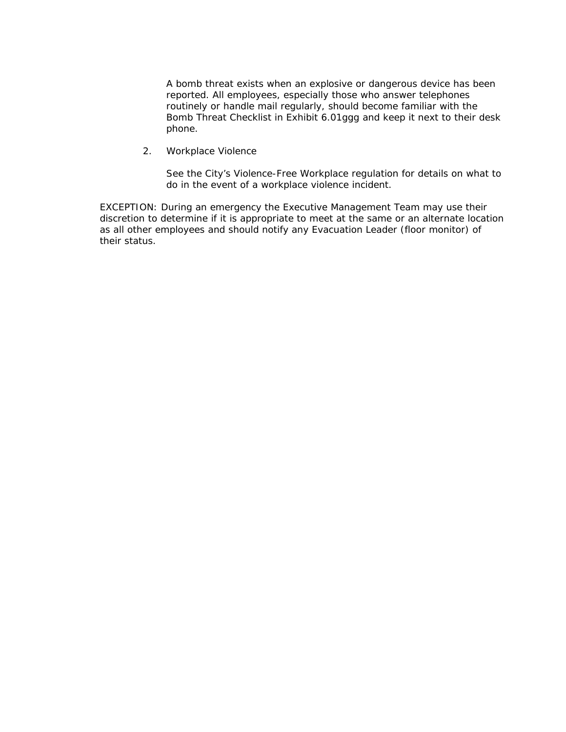A bomb threat exists when an explosive or dangerous device has been reported. All employees, especially those who answer telephones routinely or handle mail regularly, should become familiar with the Bomb Threat Checklist in Exhibit 6.01ggg and keep it next to their desk phone.

2. Workplace Violence

   See the City's Violence-Free Workplace regulation for details on what to do in the event of a workplace violence incident.

EXCEPTION: During an emergency the Executive Management Team may use their discretion to determine if it is appropriate to meet at the same or an alternate location as all other employees and should notify any Evacuation Leader (floor monitor) of their status.